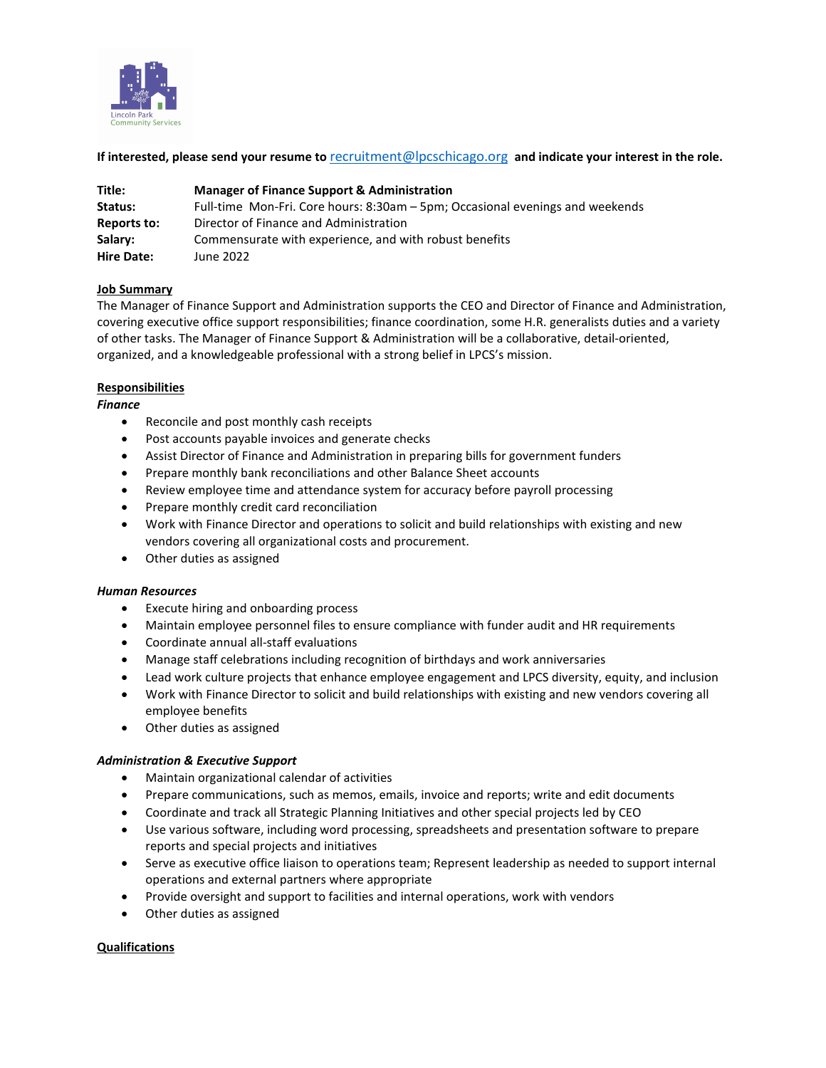Lincoln Park Community Services

**If interested, please send your resume to recruitment@lpcschicago.org and indicate your interest in the role.**

| | |
|---|---|
| **Title:** | **Manager of Finance Support & Administration** |
| **Status:** | Full-time Mon-Fri. Core hours: 8:30am – 5pm; Occasional evenings and weekends |
| **Reports to:** | Director of Finance and Administration |
| **Salary:** | Commensurate with experience, and with robust benefits |
| **Hire Date:** | June 2022 |

## Job Summary

The Manager of Finance Support and Administration supports the CEO and Director of Finance and Administration, covering executive office support responsibilities; finance coordination, some H.R. generalists duties and a variety of other tasks. The Manager of Finance Support & Administration will be a collaborative, detail-oriented, organized, and a knowledgeable professional with a strong belief in LPCS's mission.

## Responsibilities

### *Finance*

- Reconcile and post monthly cash receipts
- Post accounts payable invoices and generate checks
- Assist Director of Finance and Administration in preparing bills for government funders
- Prepare monthly bank reconciliations and other Balance Sheet accounts
- Review employee time and attendance system for accuracy before payroll processing
- Prepare monthly credit card reconciliation
- Work with Finance Director and operations to solicit and build relationships with existing and new vendors covering all organizational costs and procurement.
- Other duties as assigned

### *Human Resources*

- Execute hiring and onboarding process
- Maintain employee personnel files to ensure compliance with funder audit and HR requirements
- Coordinate annual all-staff evaluations
- Manage staff celebrations including recognition of birthdays and work anniversaries
- Lead work culture projects that enhance employee engagement and LPCS diversity, equity, and inclusion
- Work with Finance Director to solicit and build relationships with existing and new vendors covering all employee benefits
- Other duties as assigned

### *Administration & Executive Support*

- Maintain organizational calendar of activities
- Prepare communications, such as memos, emails, invoice and reports; write and edit documents
- Coordinate and track all Strategic Planning Initiatives and other special projects led by CEO
- Use various software, including word processing, spreadsheets and presentation software to prepare reports and special projects and initiatives
- Serve as executive office liaison to operations team; Represent leadership as needed to support internal operations and external partners where appropriate
- Provide oversight and support to facilities and internal operations, work with vendors
- Other duties as assigned

## Qualifications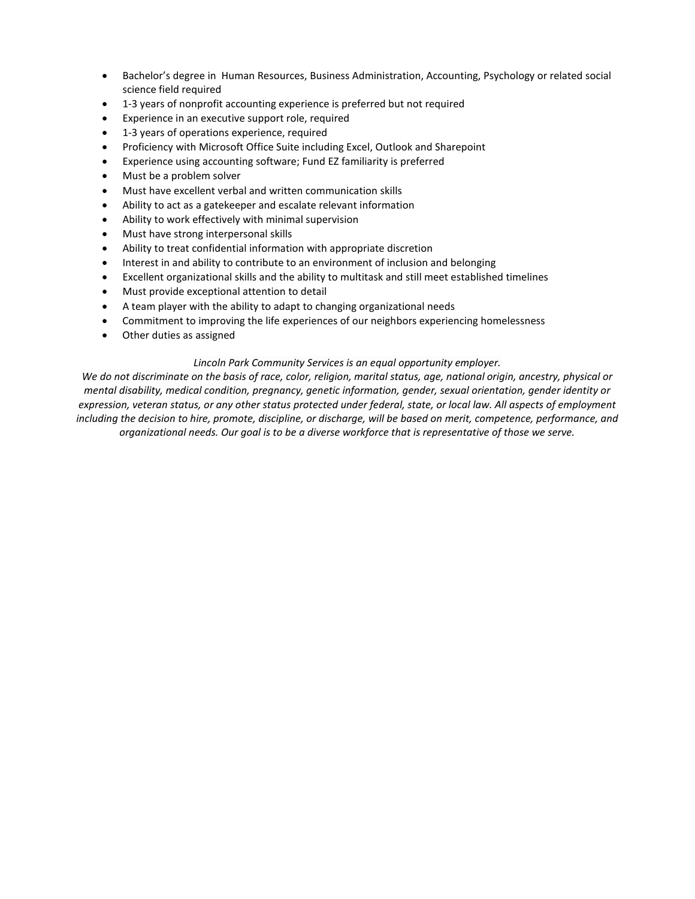- Bachelor's degree in Human Resources, Business Administration, Accounting, Psychology or related social science field required
- 1-3 years of nonprofit accounting experience is preferred but not required
- Experience in an executive support role, required
- 1-3 years of operations experience, required
- Proficiency with Microsoft Office Suite including Excel, Outlook and Sharepoint
- Experience using accounting software; Fund EZ familiarity is preferred
- Must be a problem solver
- Must have excellent verbal and written communication skills
- Ability to act as a gatekeeper and escalate relevant information
- Ability to work effectively with minimal supervision
- Must have strong interpersonal skills
- Ability to treat confidential information with appropriate discretion
- Interest in and ability to contribute to an environment of inclusion and belonging
- Excellent organizational skills and the ability to multitask and still meet established timelines
- Must provide exceptional attention to detail
- A team player with the ability to adapt to changing organizational needs
- Commitment to improving the life experiences of our neighbors experiencing homelessness
- Other duties as assigned

*Lincoln Park Community Services is an equal opportunity employer.*
*We do not discriminate on the basis of race, color, religion, marital status, age, national origin, ancestry, physical or mental disability, medical condition, pregnancy, genetic information, gender, sexual orientation, gender identity or expression, veteran status, or any other status protected under federal, state, or local law. All aspects of employment including the decision to hire, promote, discipline, or discharge, will be based on merit, competence, performance, and organizational needs. Our goal is to be a diverse workforce that is representative of those we serve.*